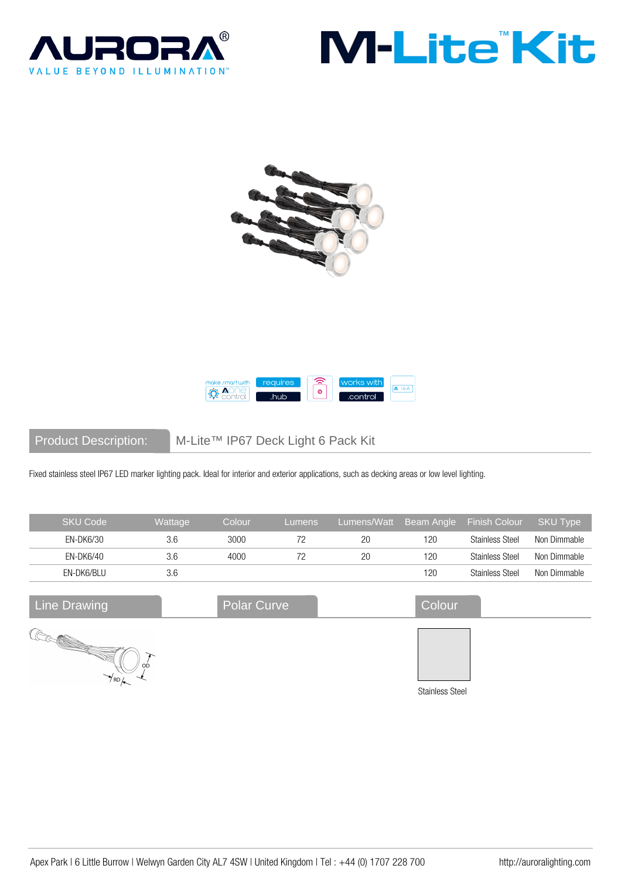# AURORA® M-Lite™ Kit

VALUE BEYOND ILLUMINATION™

make smart with Aone control | requires .hub | works with .control

## Product Description: M-Lite™ IP67 Deck Light 6 Pack Kit

Fixed stainless steel IP67 LED marker lighting pack. Ideal for interior and exterior applications, such as decking areas or low level lighting.

| SKU Code | Wattage | Colour | Lumens | Lumens/Watt | Beam Angle | Finish Colour | SKU Type |
|---|---|---|---|---|---|---|---|
| EN-DK6/30 | 3.6 | 3000 | 72 | 20 | 120 | Stainless Steel | Non Dimmable |
| EN-DK6/40 | 3.6 | 4000 | 72 | 20 | 120 | Stainless Steel | Non Dimmable |
| EN-DK6/BLU | 3.6 | | | | 120 | Stainless Steel | Non Dimmable |

## Line Drawing

OD

RD

## Polar Curve

## Colour

Stainless Steel

Apex Park | 6 Little Burrow | Welwyn Garden City AL7 4SW | United Kingdom | Tel : +44 (0) 1707 228 700    http://auroralighting.com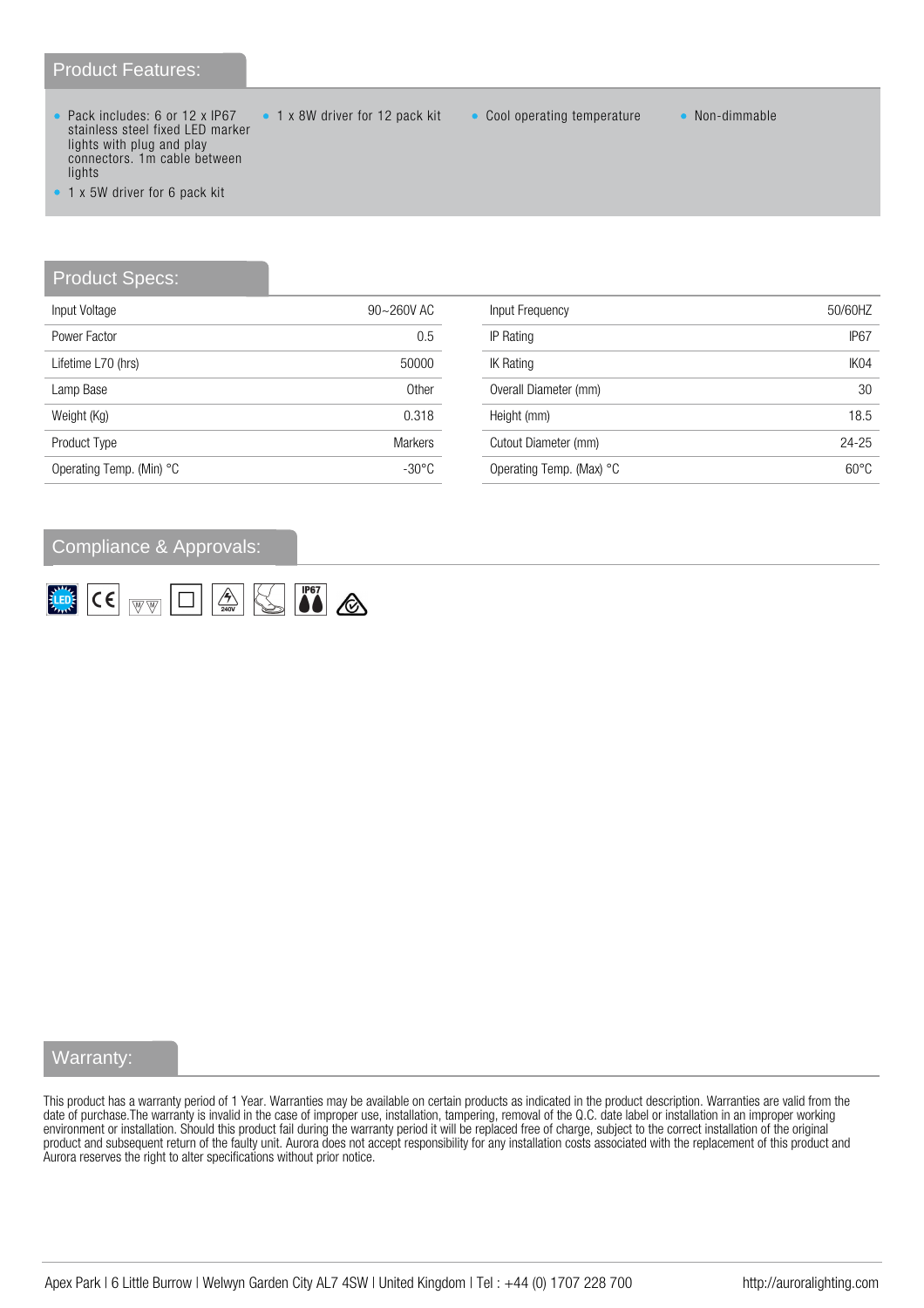## Product Features:

- Pack includes: 6 or 12 x IP67 stainless steel fixed LED marker lights with plug and play connectors. 1m cable between lights
- 1 x 5W driver for 6 pack kit
- 1 x 8W driver for 12 pack kit
- Cool operating temperature
- Non-dimmable

## Product Specs:

| | | | |
|---|---|---|---|
| Input Voltage | 90~260V AC | Input Frequency | 50/60HZ |
| Power Factor | 0.5 | IP Rating | IP67 |
| Lifetime L70 (hrs) | 50000 | IK Rating | IK04 |
| Lamp Base | Other | Overall Diameter (mm) | 30 |
| Weight (Kg) | 0.318 | Height (mm) | 18.5 |
| Product Type | Markers | Cutout Diameter (mm) | 24-25 |
| Operating Temp. (Min) °C | -30°C | Operating Temp. (Max) °C | 60°C |

## Compliance & Approvals:

## Warranty:

This product has a warranty period of 1 Year. Warranties may be available on certain products as indicated in the product description. Warranties are valid from the date of purchase.The warranty is invalid in the case of improper use, installation, tampering, removal of the Q.C. date label or installation in an improper working environment or installation. Should this product fail during the warranty period it will be replaced free of charge, subject to the correct installation of the original product and subsequent return of the faulty unit. Aurora does not accept responsibility for any installation costs associated with the replacement of this product and Aurora reserves the right to alter specifications without prior notice.

Apex Park | 6 Little Burrow | Welwyn Garden City AL7 4SW | United Kingdom | Tel : +44 (0) 1707 228 700 http://auroralighting.com